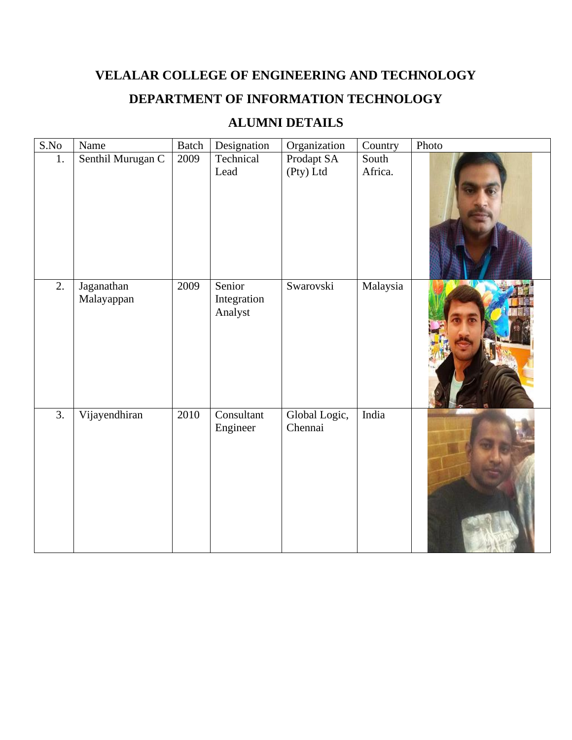# VELALAR COLLEGE OF ENGINEERING AND TECHNOLOGY

## DEPARTMENT OF INFORMATION TECHNOLOGY

## ALUMNI DETAILS

| S.No | Name | Batch | Designation | Organization | Country | Photo |
|---|---|---|---|---|---|---|
| 1. | Senthil Murugan C | 2009 | Technical Lead | Prodapt SA (Pty) Ltd | South Africa. | |
| 2. | Jaganathan Malayappan | 2009 | Senior Integration Analyst | Swarovski | Malaysia | |
| 3. | Vijayendhiran | 2010 | Consultant Engineer | Global Logic, Chennai | India | |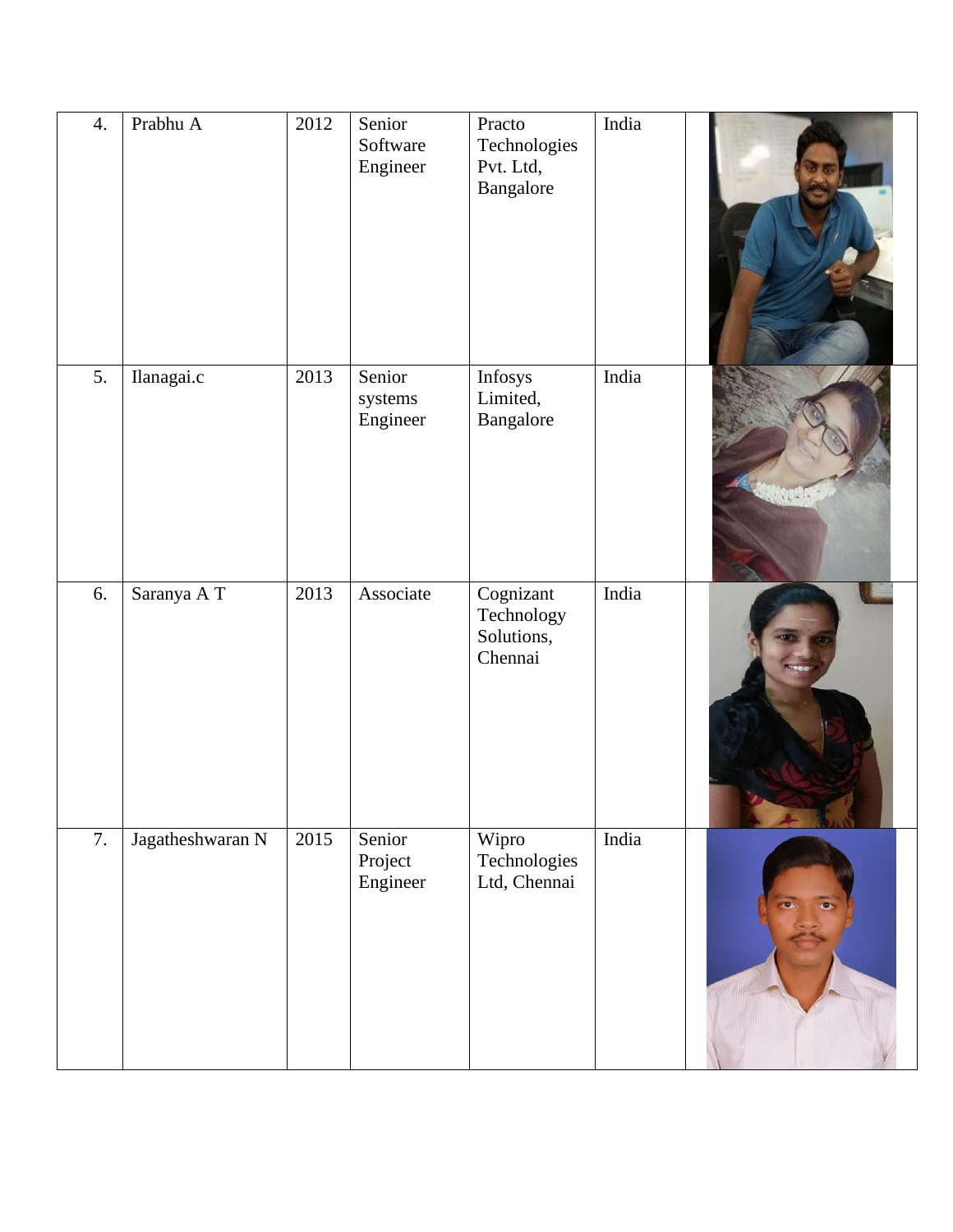| 4. | Prabhu A | 2012 | Senior Software Engineer | Practo Technologies Pvt. Ltd, Bangalore | India | |
|---|---|---|---|---|---|---|
| 5. | Ilanagai.c | 2013 | Senior systems Engineer | Infosys Limited, Bangalore | India | |
| 6. | Saranya A T | 2013 | Associate | Cognizant Technology Solutions, Chennai | India | |
| 7. | Jagatheshwaran N | 2015 | Senior Project Engineer | Wipro Technologies Ltd, Chennai | India | |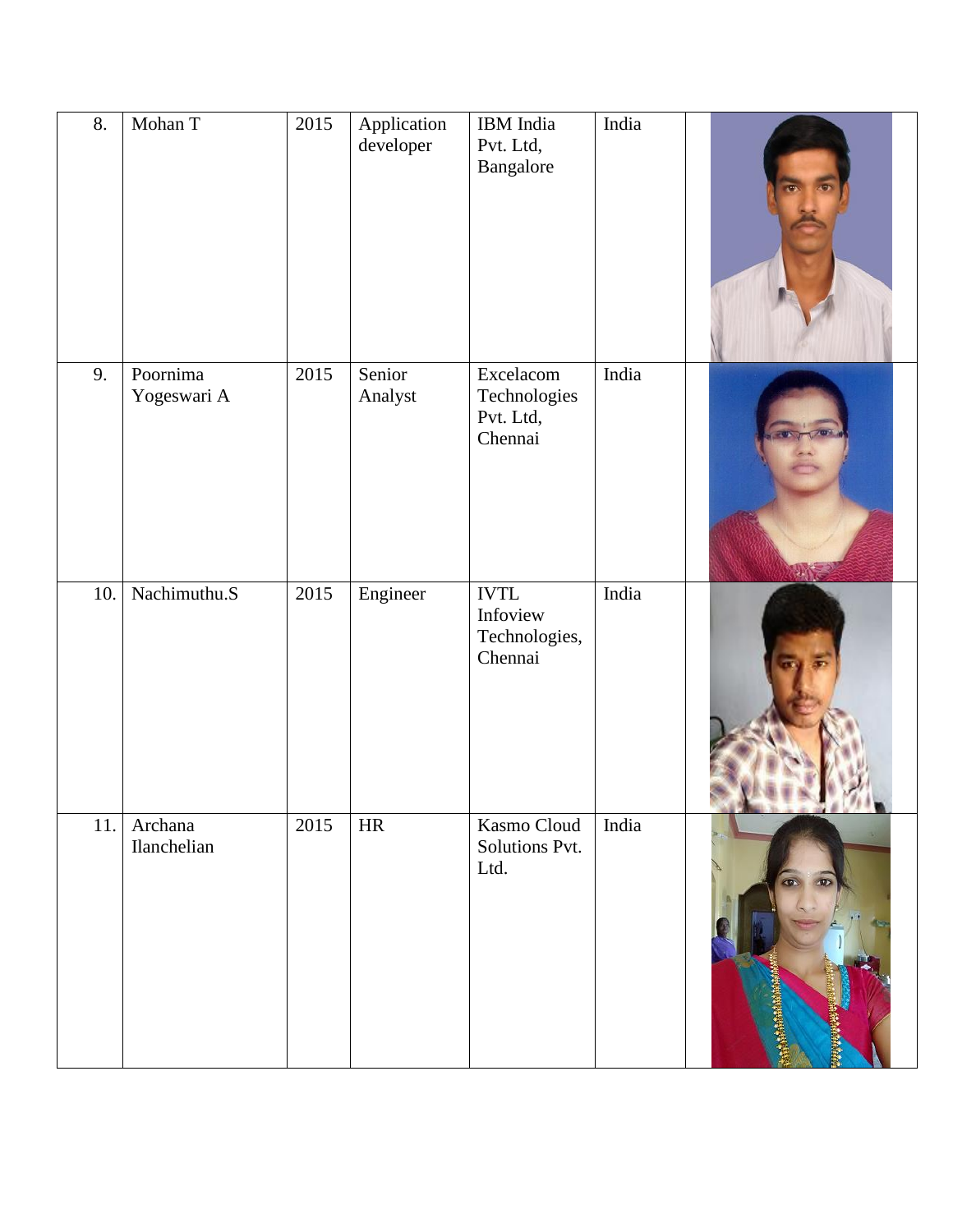| 8. | Mohan T | 2015 | Application developer | IBM India Pvt. Ltd, Bangalore | India | |
|---|---|---|---|---|---|---|
| 9. | Poornima Yogeswari A | 2015 | Senior Analyst | Excelacom Technologies Pvt. Ltd, Chennai | India | |
| 10. | Nachimuthu.S | 2015 | Engineer | IVTL Infoview Technologies, Chennai | India | |
| 11. | Archana Ilanchelian | 2015 | HR | Kasmo Cloud Solutions Pvt. Ltd. | India | |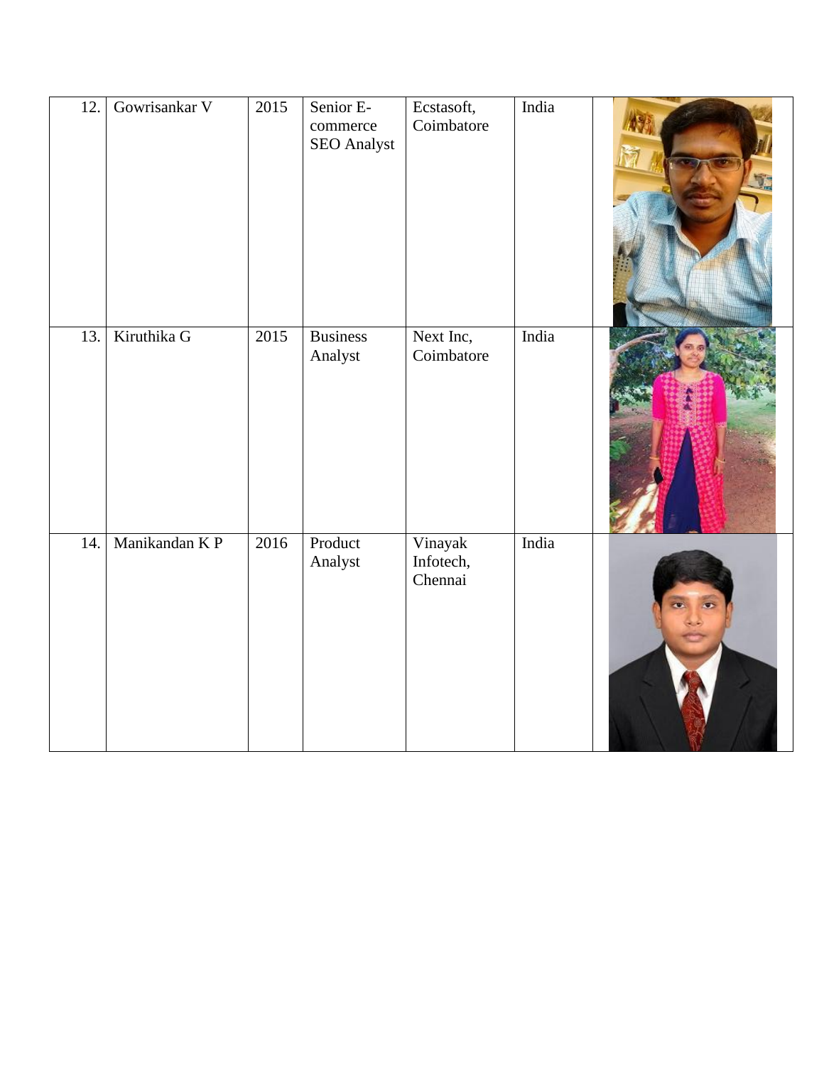| 12. | Gowrisankar V | 2015 | Senior E-commerce SEO Analyst | Ecstasoft, Coimbatore | India | |
|---|---|---|---|---|---|---|
| 13. | Kiruthika G | 2015 | Business Analyst | Next Inc, Coimbatore | India | |
| 14. | Manikandan K P | 2016 | Product Analyst | Vinayak Infotech, Chennai | India | |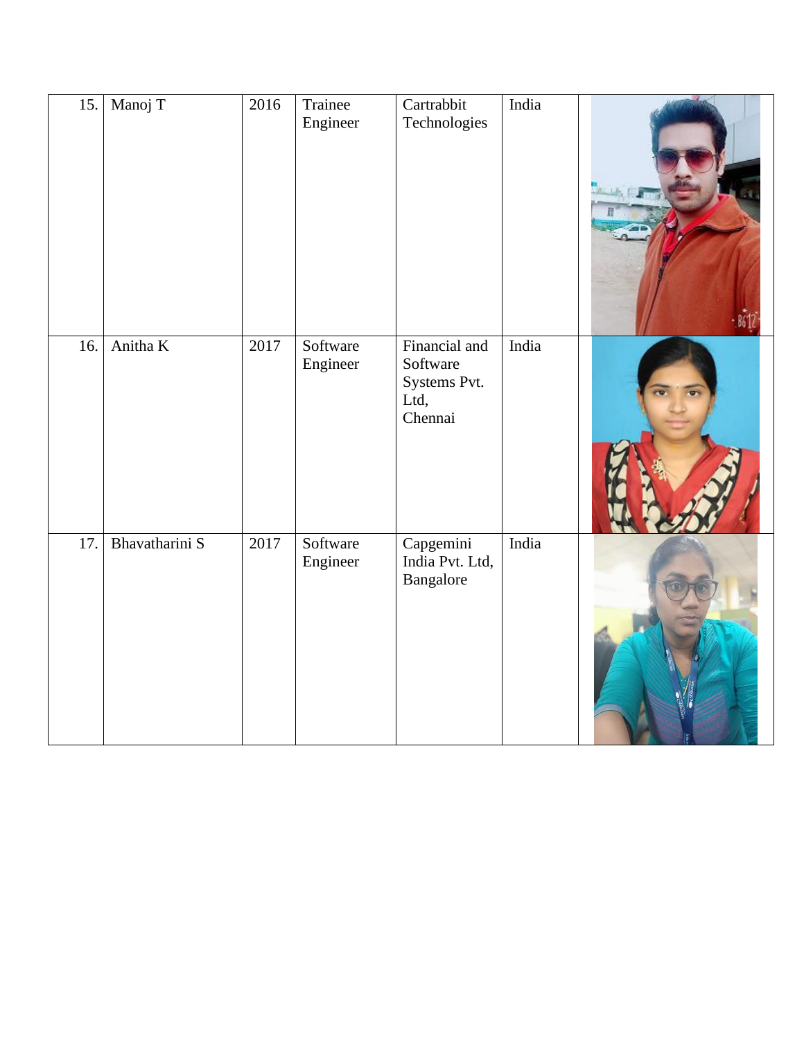| 15. | Manoj T | 2016 | Trainee Engineer | Cartrabbit Technologies | India | |
|---|---|---|---|---|---|---|
| 16. | Anitha K | 2017 | Software Engineer | Financial and Software Systems Pvt. Ltd, Chennai | India | |
| 17. | Bhavatharini S | 2017 | Software Engineer | Capgemini India Pvt. Ltd, Bangalore | India | |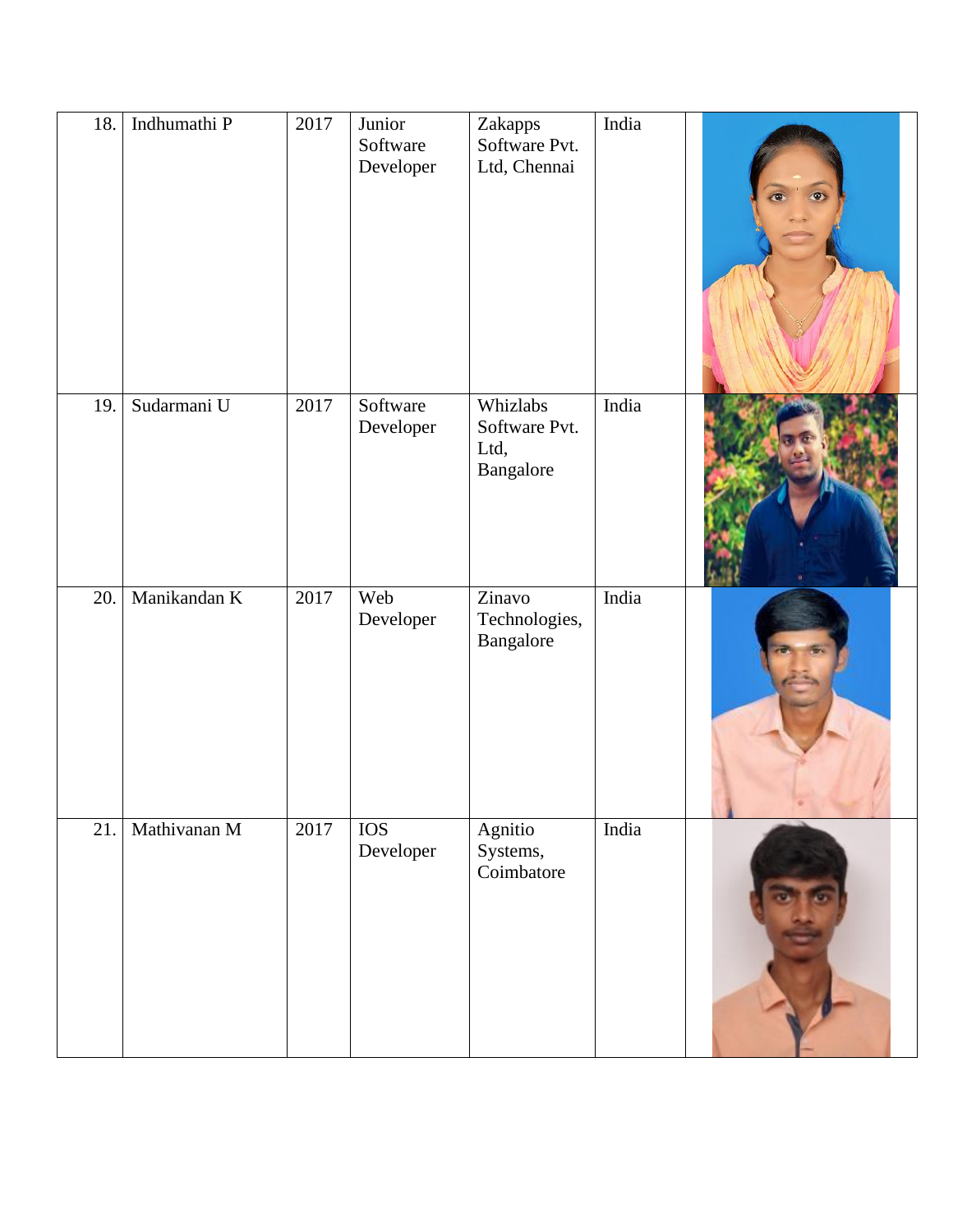| 18. | Indhumathi P | 2017 | Junior Software Developer | Zakapps Software Pvt. Ltd, Chennai | India | |
|---|---|---|---|---|---|---|
| 19. | Sudarmani U | 2017 | Software Developer | Whizlabs Software Pvt. Ltd, Bangalore | India | |
| 20. | Manikandan K | 2017 | Web Developer | Zinavo Technologies, Bangalore | India | |
| 21. | Mathivanan M | 2017 | IOS Developer | Agnitio Systems, Coimbatore | India | |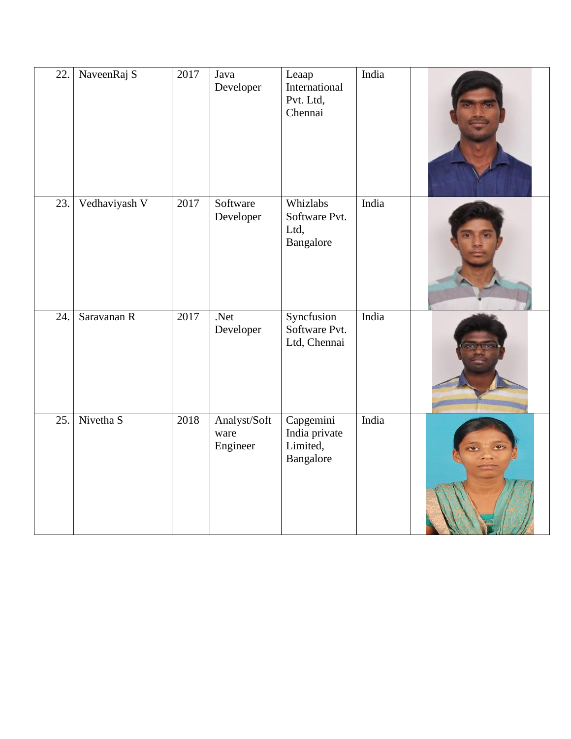| | | | | | | |
|---|---|---|---|---|---|---|
| 22. | NaveenRaj S | 2017 | Java Developer | Leaap International Pvt. Ltd, Chennai | India | |
| 23. | Vedhaviyash V | 2017 | Software Developer | Whizlabs Software Pvt. Ltd, Bangalore | India | |
| 24. | Saravanan R | 2017 | .Net Developer | Syncfusion Software Pvt. Ltd, Chennai | India | |
| 25. | Nivetha S | 2018 | Analyst/Software Engineer | Capgemini India private Limited, Bangalore | India | |